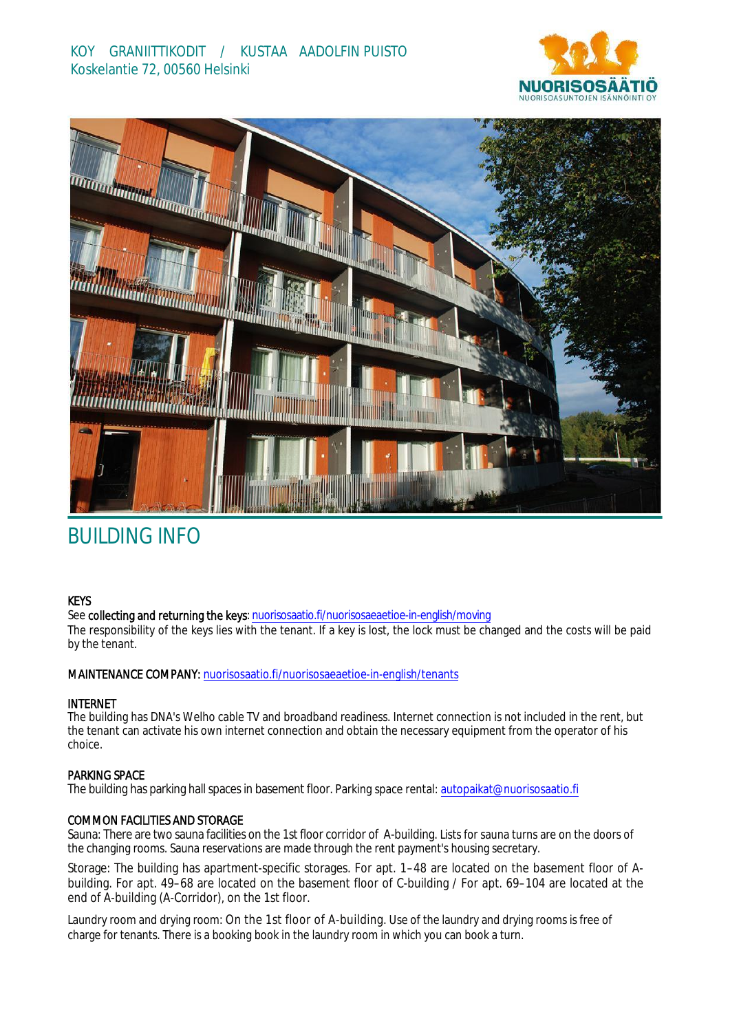KOY GRANIITTIKODIT / KUSTAA AADOLFIN PUISTO
Koskelantie 72, 00560 Helsinki

# BUILDING INFO

**KEYS**

See **collecting and returning the keys**: nuorisosaatio.fi/nuorisosaeaetioe-in-english/moving
The responsibility of the keys lies with the tenant. If a key is lost, the lock must be changed and the costs will be paid by the tenant.

**MAINTENANCE COMPANY:** nuorisosaatio.fi/nuorisosaeaetioe-in-english/tenants

**INTERNET**

The building has DNA's Welho cable TV and broadband readiness. Internet connection is not included in the rent, but the tenant can activate his own internet connection and obtain the necessary equipment from the operator of his choice.

**PARKING SPACE**

The building has parking hall spaces in basement floor. Parking space rental: autopaikat@nuorisosaatio.fi

**COMMON FACILITIES AND STORAGE**

Sauna: There are two sauna facilities on the 1st floor corridor of A-building. Lists for sauna turns are on the doors of the changing rooms. Sauna reservations are made through the rent payment's housing secretary.

Storage: The building has apartment-specific storages. For apt. 1–48 are located on the basement floor of A-building. For apt. 49–68 are located on the basement floor of C-building / For apt. 69–104 are located at the end of A-building (A-Corridor), on the 1st floor.

Laundry room and drying room: On the 1st floor of A-building. Use of the laundry and drying rooms is free of charge for tenants. There is a booking book in the laundry room in which you can book a turn.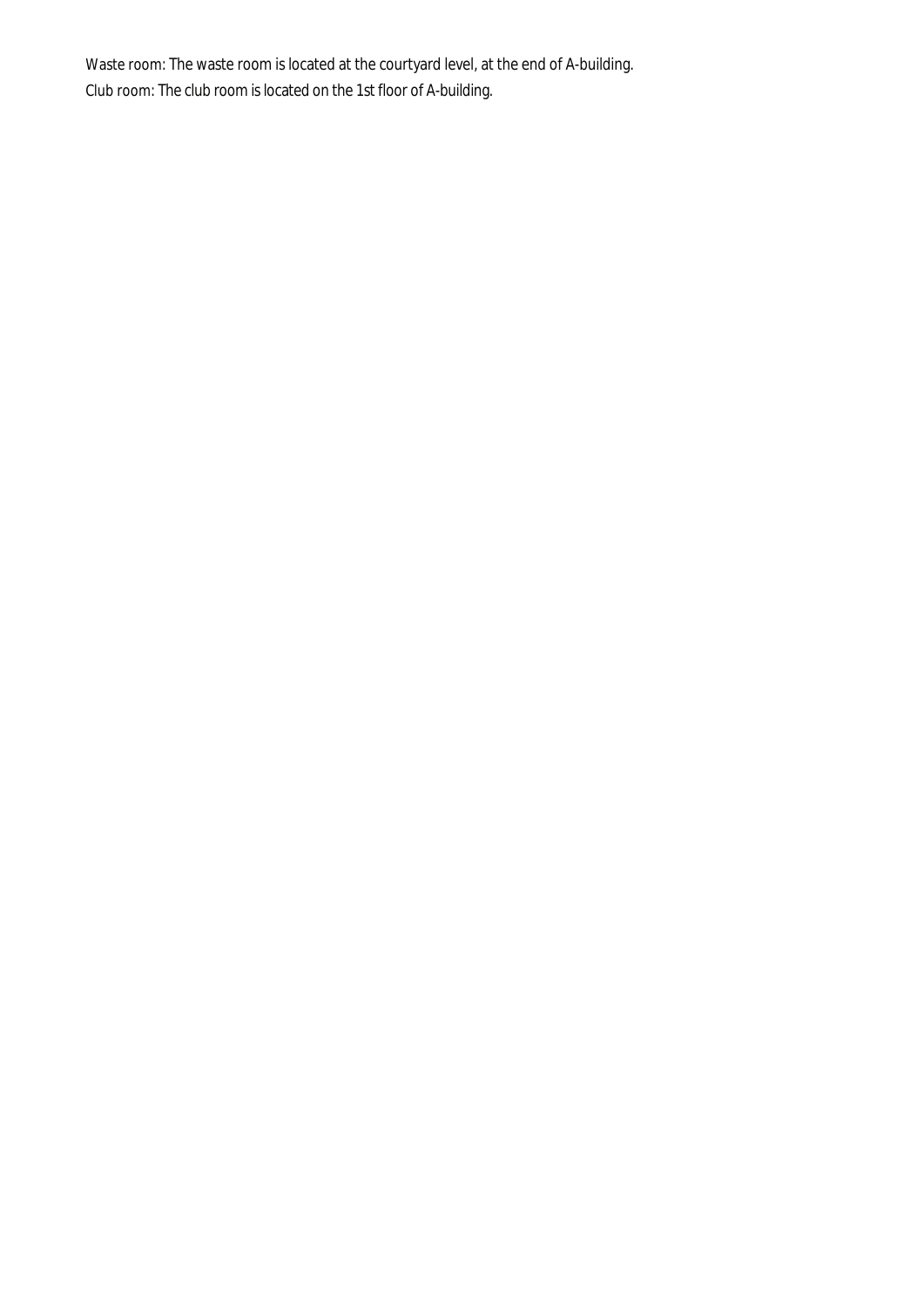Waste room: The waste room is located at the courtyard level, at the end of A-building.

Club room: The club room is located on the 1st floor of A-building.